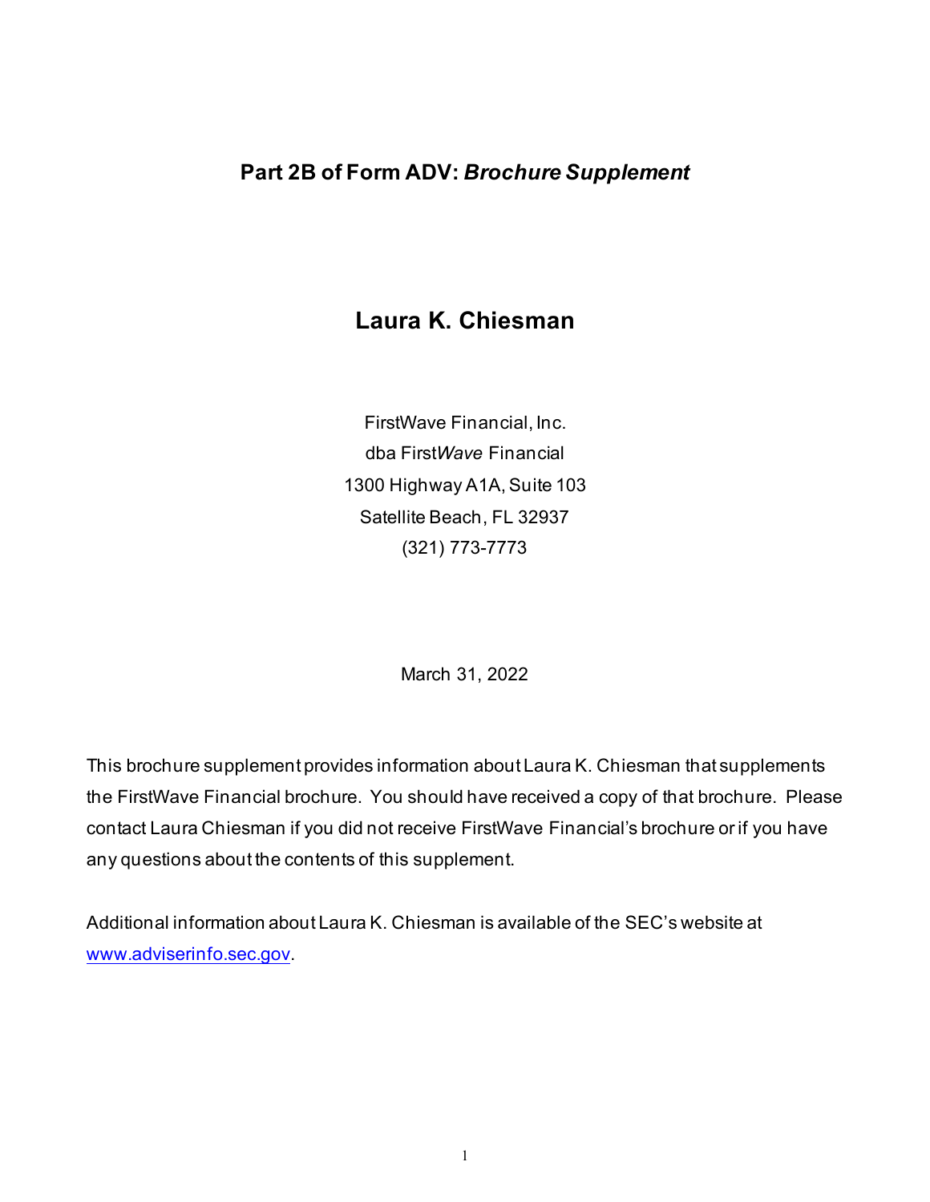# Part 2B of Form ADV: *Brochure Supplement*

## Laura K. Chiesman

FirstWave Financial, Inc.
dba First*Wave* Financial
1300 Highway A1A, Suite 103
Satellite Beach, FL 32937
(321) 773-7773

March 31, 2022

This brochure supplement provides information about Laura K. Chiesman that supplements the FirstWave Financial brochure. You should have received a copy of that brochure. Please contact Laura Chiesman if you did not receive FirstWave Financial's brochure or if you have any questions about the contents of this supplement.

Additional information about Laura K. Chiesman is available of the SEC's website at [www.adviserinfo.sec.gov](www.adviserinfo.sec.gov).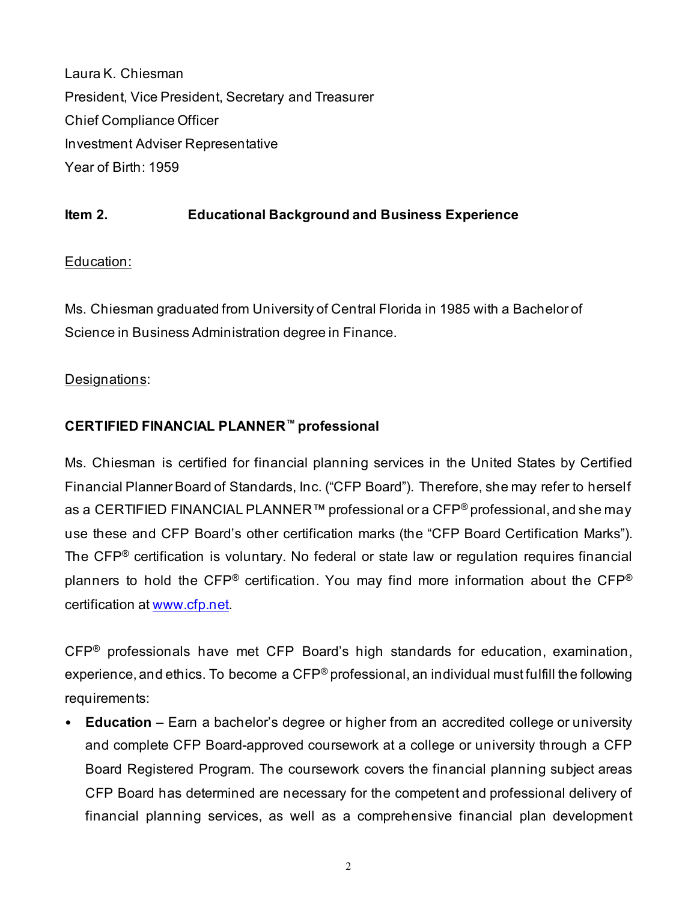Laura K. Chiesman
President, Vice President, Secretary and Treasurer
Chief Compliance Officer
Investment Adviser Representative
Year of Birth: 1959

**Item 2. Educational Background and Business Experience**

Education:

Ms. Chiesman graduated from University of Central Florida in 1985 with a Bachelor of Science in Business Administration degree in Finance.

Designations:

**CERTIFIED FINANCIAL PLANNER™ professional**

Ms. Chiesman is certified for financial planning services in the United States by Certified Financial Planner Board of Standards, Inc. ("CFP Board"). Therefore, she may refer to herself as a CERTIFIED FINANCIAL PLANNER™ professional or a CFP® professional, and she may use these and CFP Board's other certification marks (the "CFP Board Certification Marks"). The CFP® certification is voluntary. No federal or state law or regulation requires financial planners to hold the CFP® certification. You may find more information about the CFP® certification at www.cfp.net.

CFP® professionals have met CFP Board's high standards for education, examination, experience, and ethics. To become a CFP® professional, an individual must fulfill the following requirements:

- **Education** – Earn a bachelor's degree or higher from an accredited college or university and complete CFP Board-approved coursework at a college or university through a CFP Board Registered Program. The coursework covers the financial planning subject areas CFP Board has determined are necessary for the competent and professional delivery of financial planning services, as well as a comprehensive financial plan development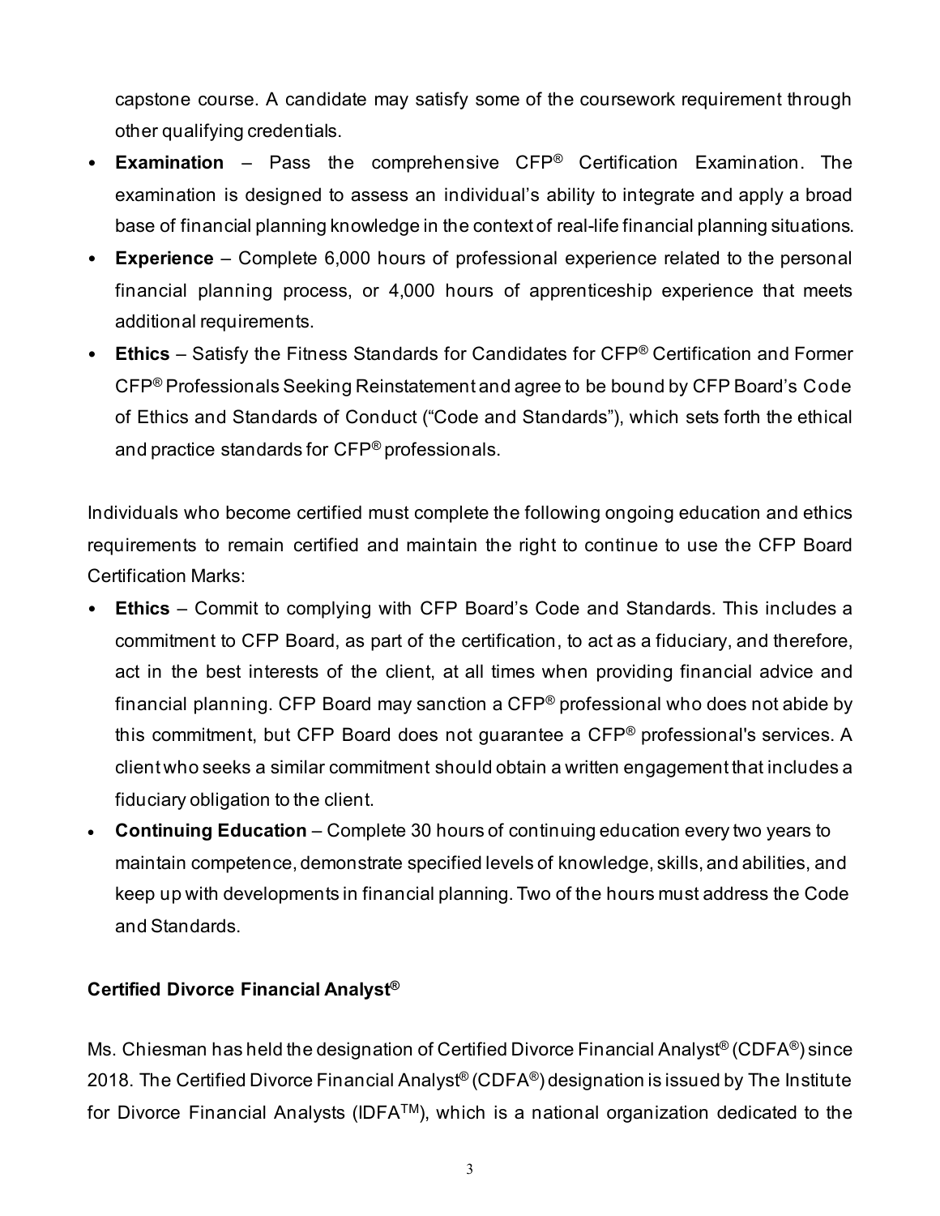capstone course. A candidate may satisfy some of the coursework requirement through other qualifying credentials.

- **Examination** – Pass the comprehensive CFP® Certification Examination. The examination is designed to assess an individual's ability to integrate and apply a broad base of financial planning knowledge in the context of real-life financial planning situations.
- **Experience** – Complete 6,000 hours of professional experience related to the personal financial planning process, or 4,000 hours of apprenticeship experience that meets additional requirements.
- **Ethics** – Satisfy the Fitness Standards for Candidates for CFP® Certification and Former CFP® Professionals Seeking Reinstatement and agree to be bound by CFP Board's Code of Ethics and Standards of Conduct ("Code and Standards"), which sets forth the ethical and practice standards for CFP® professionals.

Individuals who become certified must complete the following ongoing education and ethics requirements to remain certified and maintain the right to continue to use the CFP Board Certification Marks:

- **Ethics** – Commit to complying with CFP Board's Code and Standards. This includes a commitment to CFP Board, as part of the certification, to act as a fiduciary, and therefore, act in the best interests of the client, at all times when providing financial advice and financial planning. CFP Board may sanction a CFP® professional who does not abide by this commitment, but CFP Board does not guarantee a CFP® professional's services. A client who seeks a similar commitment should obtain a written engagement that includes a fiduciary obligation to the client.
- **Continuing Education** – Complete 30 hours of continuing education every two years to maintain competence, demonstrate specified levels of knowledge, skills, and abilities, and keep up with developments in financial planning. Two of the hours must address the Code and Standards.

**Certified Divorce Financial Analyst®**

Ms. Chiesman has held the designation of Certified Divorce Financial Analyst® (CDFA®) since 2018. The Certified Divorce Financial Analyst® (CDFA®) designation is issued by The Institute for Divorce Financial Analysts (IDFA™), which is a national organization dedicated to the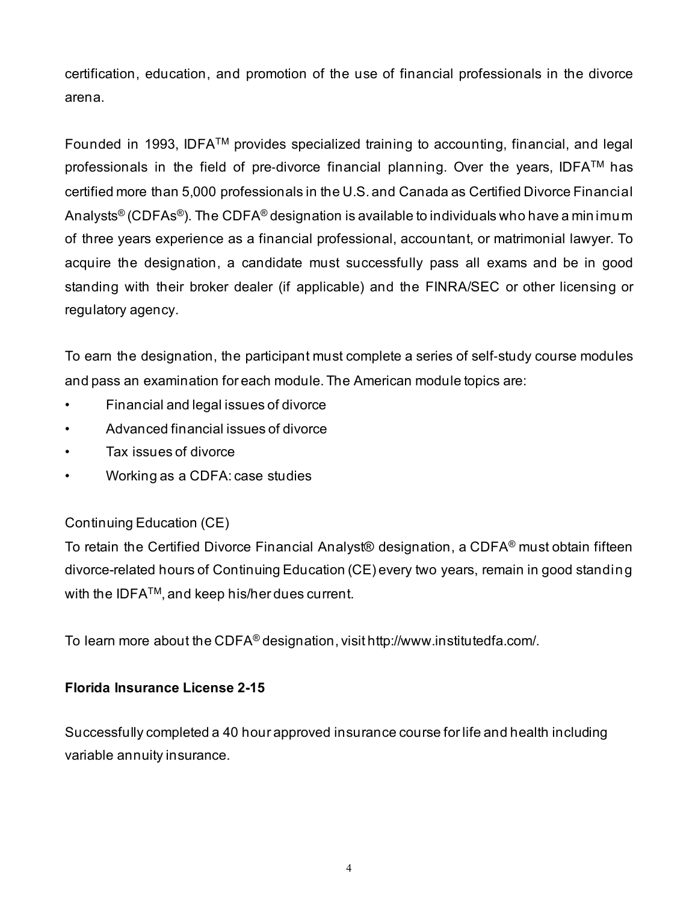certification, education, and promotion of the use of financial professionals in the divorce arena.

Founded in 1993, IDFA™ provides specialized training to accounting, financial, and legal professionals in the field of pre-divorce financial planning. Over the years, IDFA™ has certified more than 5,000 professionals in the U.S. and Canada as Certified Divorce Financial Analysts® (CDFAs®). The CDFA® designation is available to individuals who have a minimum of three years experience as a financial professional, accountant, or matrimonial lawyer. To acquire the designation, a candidate must successfully pass all exams and be in good standing with their broker dealer (if applicable) and the FINRA/SEC or other licensing or regulatory agency.

To earn the designation, the participant must complete a series of self-study course modules and pass an examination for each module. The American module topics are:

- Financial and legal issues of divorce
- Advanced financial issues of divorce
- Tax issues of divorce
- Working as a CDFA: case studies

Continuing Education (CE)

To retain the Certified Divorce Financial Analyst® designation, a CDFA® must obtain fifteen divorce-related hours of Continuing Education (CE) every two years, remain in good standing with the IDFA™, and keep his/her dues current.

To learn more about the CDFA® designation, visit http://www.institutedfa.com/.

**Florida Insurance License 2-15**

Successfully completed a 40 hour approved insurance course for life and health including variable annuity insurance.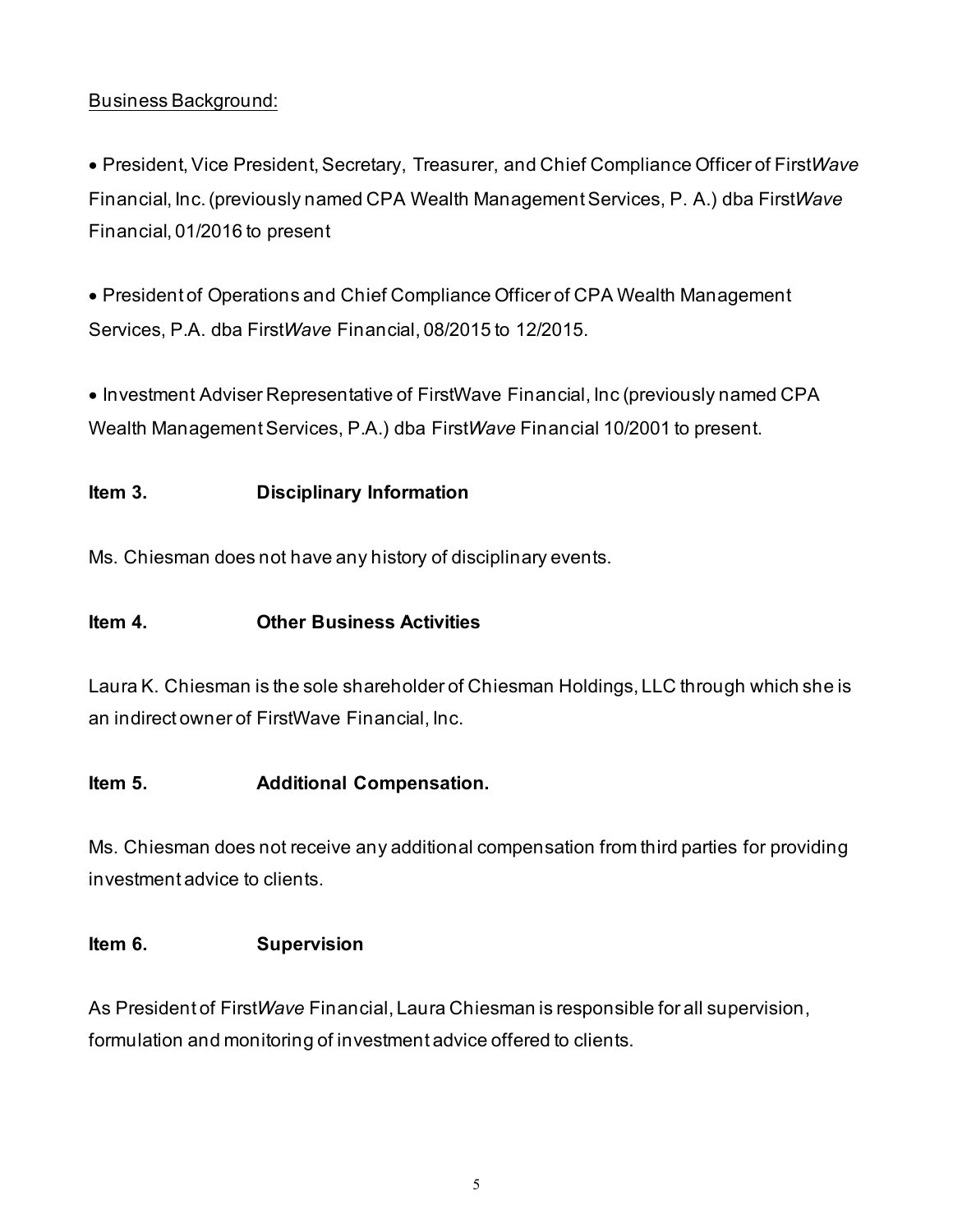Business Background:

- President, Vice President, Secretary, Treasurer, and Chief Compliance Officer of First*Wave* Financial, Inc. (previously named CPA Wealth Management Services, P. A.) dba First*Wave* Financial, 01/2016 to present

- President of Operations and Chief Compliance Officer of CPA Wealth Management Services, P.A. dba First*Wave* Financial, 08/2015 to 12/2015.

- Investment Adviser Representative of FirstWave Financial, Inc (previously named CPA Wealth Management Services, P.A.) dba First*Wave* Financial 10/2001 to present.

**Item 3. Disciplinary Information**

Ms. Chiesman does not have any history of disciplinary events.

**Item 4. Other Business Activities**

Laura K. Chiesman is the sole shareholder of Chiesman Holdings, LLC through which she is an indirect owner of FirstWave Financial, Inc.

**Item 5. Additional Compensation.**

Ms. Chiesman does not receive any additional compensation from third parties for providing investment advice to clients.

**Item 6. Supervision**

As President of First*Wave* Financial, Laura Chiesman is responsible for all supervision, formulation and monitoring of investment advice offered to clients.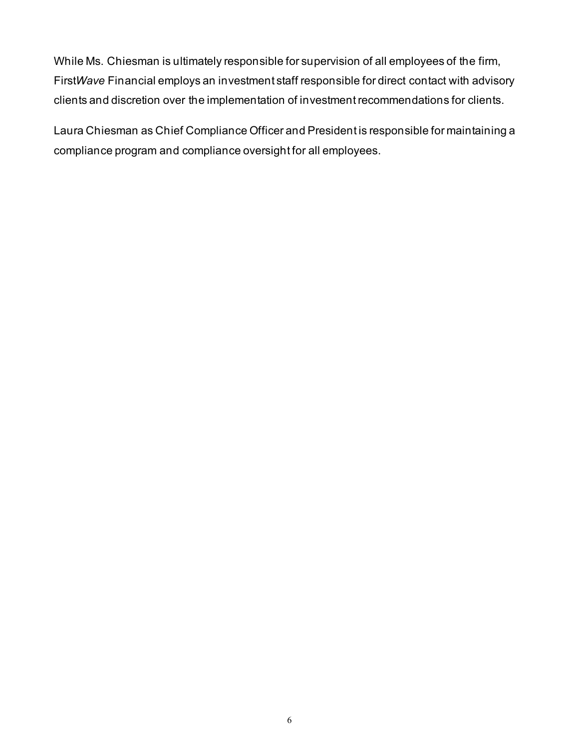While Ms. Chiesman is ultimately responsible for supervision of all employees of the firm, First*Wave* Financial employs an investment staff responsible for direct contact with advisory clients and discretion over the implementation of investment recommendations for clients.

Laura Chiesman as Chief Compliance Officer and President is responsible for maintaining a compliance program and compliance oversight for all employees.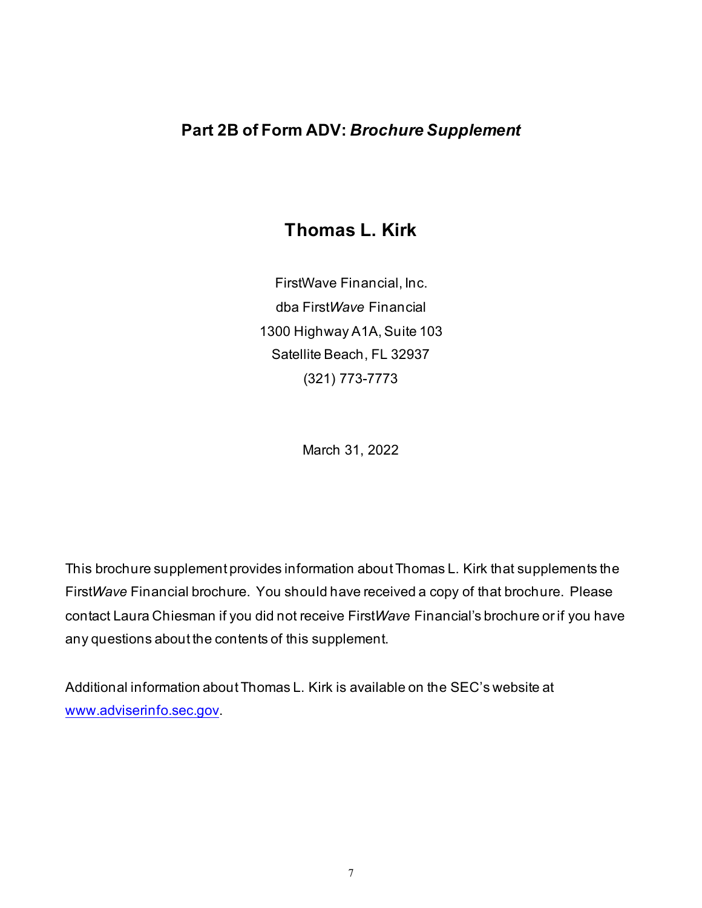## Part 2B of Form ADV: *Brochure Supplement*

# Thomas L. Kirk

FirstWave Financial, Inc.
dba First*Wave* Financial
1300 Highway A1A, Suite 103
Satellite Beach, FL 32937
(321) 773-7773

March 31, 2022

This brochure supplement provides information about Thomas L. Kirk that supplements the First*Wave* Financial brochure. You should have received a copy of that brochure. Please contact Laura Chiesman if you did not receive First*Wave* Financial's brochure or if you have any questions about the contents of this supplement.

Additional information about Thomas L. Kirk is available on the SEC's website at www.adviserinfo.sec.gov.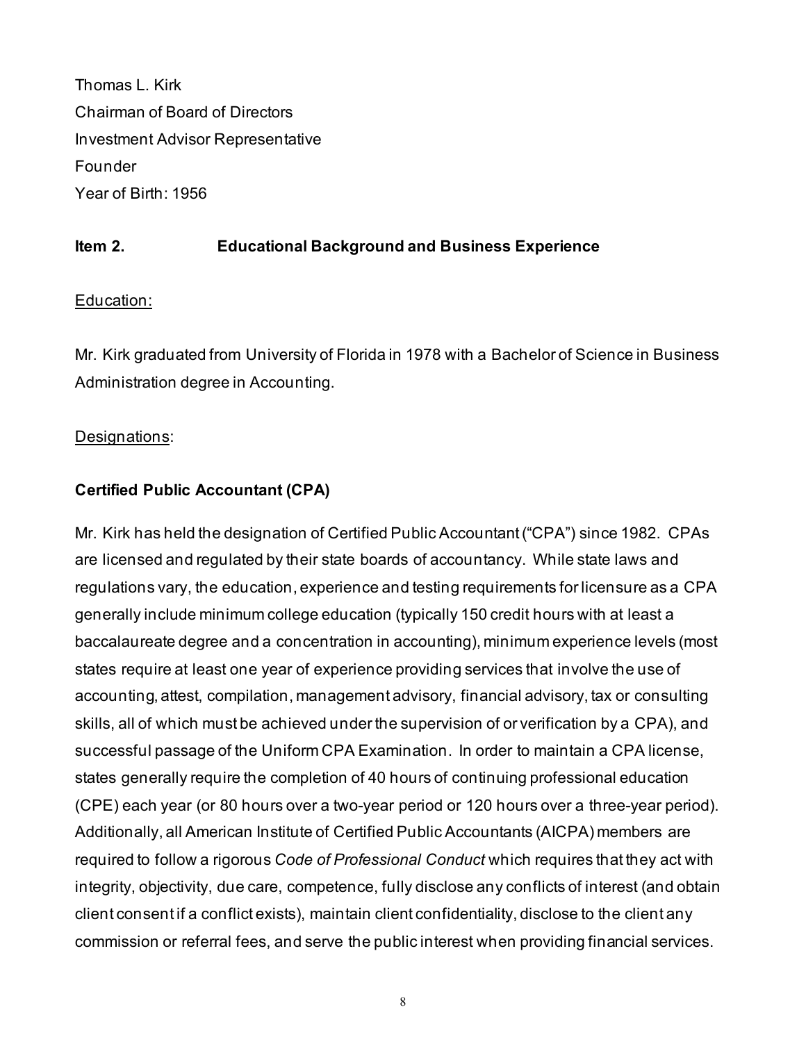Thomas L. Kirk
Chairman of Board of Directors
Investment Advisor Representative
Founder
Year of Birth: 1956

## Item 2. Educational Background and Business Experience

Education:

Mr. Kirk graduated from University of Florida in 1978 with a Bachelor of Science in Business Administration degree in Accounting.

Designations:

**Certified Public Accountant (CPA)**

Mr. Kirk has held the designation of Certified Public Accountant ("CPA") since 1982. CPAs are licensed and regulated by their state boards of accountancy. While state laws and regulations vary, the education, experience and testing requirements for licensure as a CPA generally include minimum college education (typically 150 credit hours with at least a baccalaureate degree and a concentration in accounting), minimum experience levels (most states require at least one year of experience providing services that involve the use of accounting, attest, compilation, management advisory, financial advisory, tax or consulting skills, all of which must be achieved under the supervision of or verification by a CPA), and successful passage of the Uniform CPA Examination. In order to maintain a CPA license, states generally require the completion of 40 hours of continuing professional education (CPE) each year (or 80 hours over a two-year period or 120 hours over a three-year period). Additionally, all American Institute of Certified Public Accountants (AICPA) members are required to follow a rigorous *Code of Professional Conduct* which requires that they act with integrity, objectivity, due care, competence, fully disclose any conflicts of interest (and obtain client consent if a conflict exists), maintain client confidentiality, disclose to the client any commission or referral fees, and serve the public interest when providing financial services.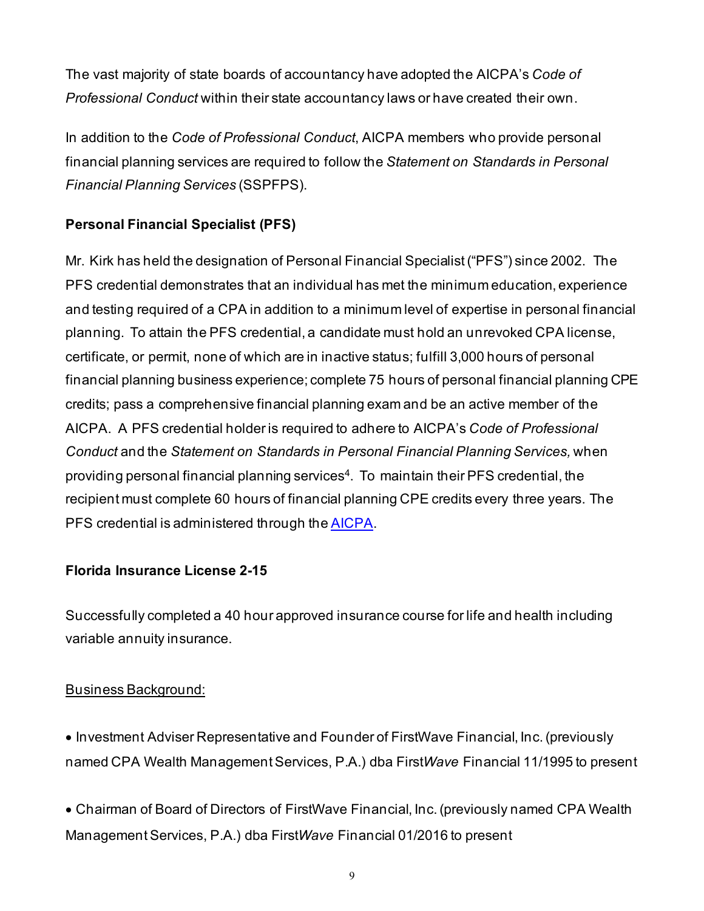The vast majority of state boards of accountancy have adopted the AICPA's *Code of Professional Conduct* within their state accountancy laws or have created their own.

In addition to the *Code of Professional Conduct*, AICPA members who provide personal financial planning services are required to follow the *Statement on Standards in Personal Financial Planning Services* (SSPFPS).

**Personal Financial Specialist (PFS)**

Mr. Kirk has held the designation of Personal Financial Specialist ("PFS") since 2002. The PFS credential demonstrates that an individual has met the minimum education, experience and testing required of a CPA in addition to a minimum level of expertise in personal financial planning. To attain the PFS credential, a candidate must hold an unrevoked CPA license, certificate, or permit, none of which are in inactive status; fulfill 3,000 hours of personal financial planning business experience; complete 75 hours of personal financial planning CPE credits; pass a comprehensive financial planning exam and be an active member of the AICPA. A PFS credential holder is required to adhere to AICPA's *Code of Professional Conduct* and the *Statement on Standards in Personal Financial Planning Services,* when providing personal financial planning services[4]. To maintain their PFS credential, the recipient must complete 60 hours of financial planning CPE credits every three years. The PFS credential is administered through the AICPA.

**Florida Insurance License 2-15**

Successfully completed a 40 hour approved insurance course for life and health including variable annuity insurance.

Business Background:

- Investment Adviser Representative and Founder of FirstWave Financial, Inc. (previously named CPA Wealth Management Services, P.A.) dba First*Wave* Financial 11/1995 to present

- Chairman of Board of Directors of FirstWave Financial, Inc. (previously named CPA Wealth Management Services, P.A.) dba First*Wave* Financial 01/2016 to present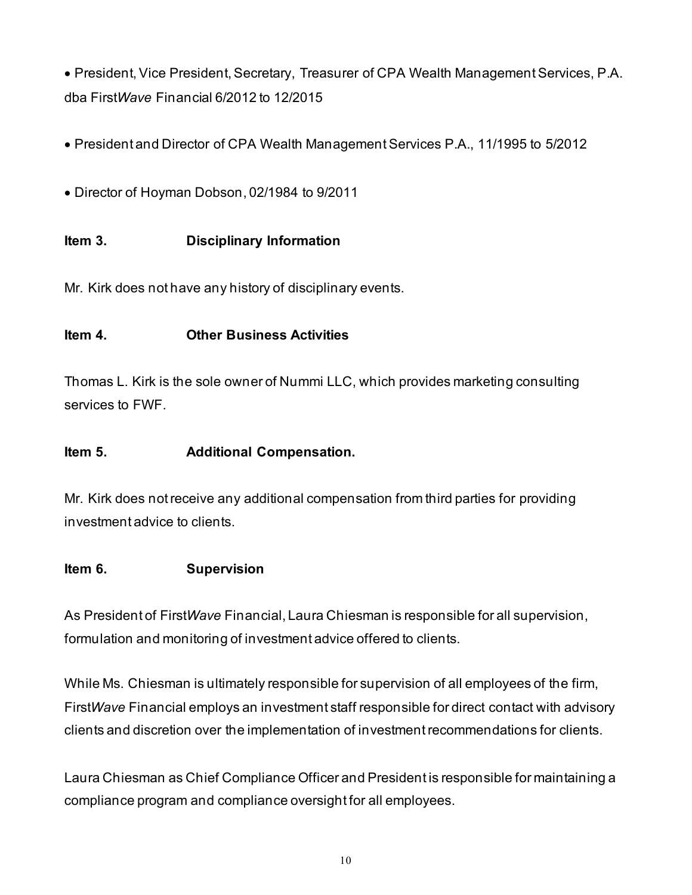- President, Vice President, Secretary, Treasurer of CPA Wealth Management Services, P.A. dba First*Wave* Financial 6/2012 to 12/2015

- President and Director of CPA Wealth Management Services P.A., 11/1995 to 5/2012

- Director of Hoyman Dobson, 02/1984 to 9/2011

### Item 3. Disciplinary Information

Mr. Kirk does not have any history of disciplinary events.

### Item 4. Other Business Activities

Thomas L. Kirk is the sole owner of Nummi LLC, which provides marketing consulting services to FWF.

### Item 5. Additional Compensation.

Mr. Kirk does not receive any additional compensation from third parties for providing investment advice to clients.

### Item 6. Supervision

As President of First*Wave* Financial, Laura Chiesman is responsible for all supervision, formulation and monitoring of investment advice offered to clients.

While Ms. Chiesman is ultimately responsible for supervision of all employees of the firm, First*Wave* Financial employs an investment staff responsible for direct contact with advisory clients and discretion over the implementation of investment recommendations for clients.

Laura Chiesman as Chief Compliance Officer and President is responsible for maintaining a compliance program and compliance oversight for all employees.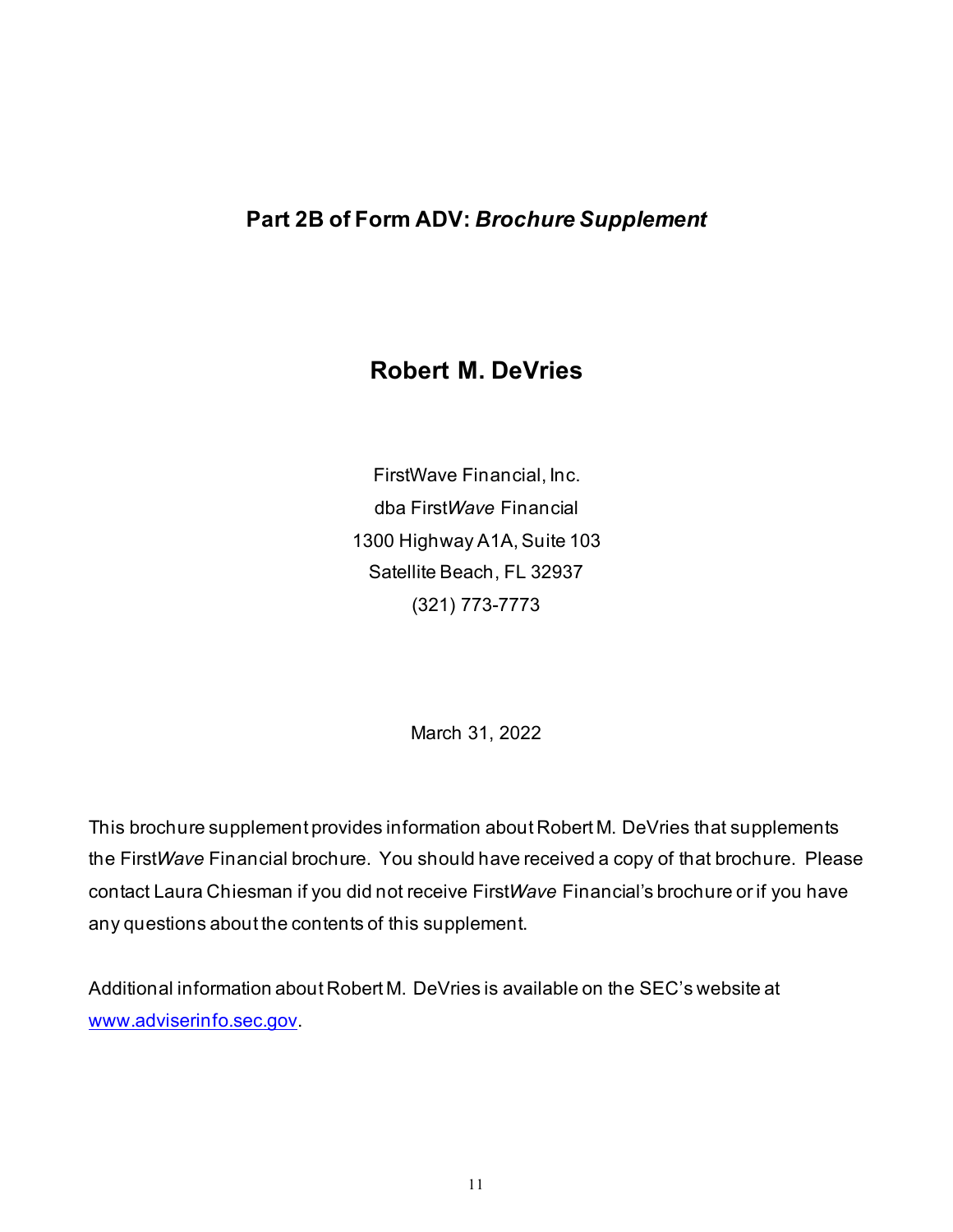# Part 2B of Form ADV: *Brochure Supplement*

## Robert M. DeVries

FirstWave Financial, Inc.
dba First*Wave* Financial
1300 Highway A1A, Suite 103
Satellite Beach, FL 32937
(321) 773-7773

March 31, 2022

This brochure supplement provides information about Robert M. DeVries that supplements the First*Wave* Financial brochure. You should have received a copy of that brochure. Please contact Laura Chiesman if you did not receive First*Wave* Financial's brochure or if you have any questions about the contents of this supplement.

Additional information about Robert M. DeVries is available on the SEC's website at [www.adviserinfo.sec.gov](http://www.adviserinfo.sec.gov).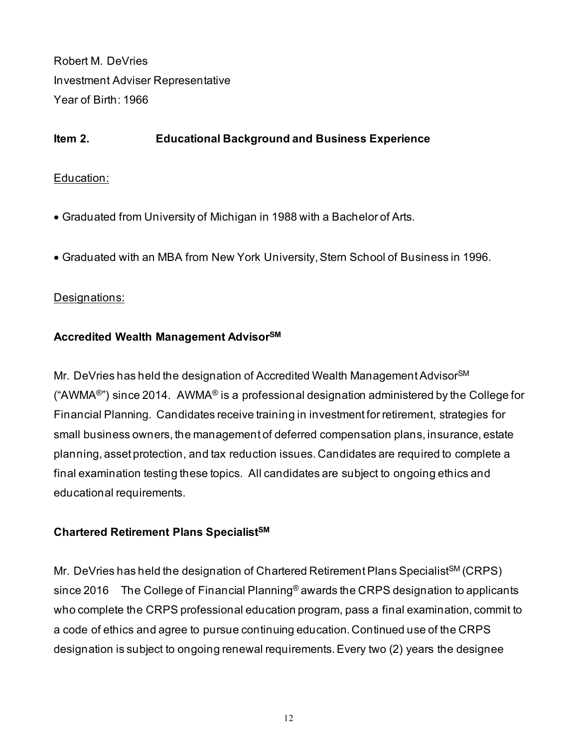Robert M. DeVries
Investment Adviser Representative
Year of Birth: 1966

## Item 2. Educational Background and Business Experience

Education:

- Graduated from University of Michigan in 1988 with a Bachelor of Arts.
- Graduated with an MBA from New York University, Stern School of Business in 1996.

Designations:

**Accredited Wealth Management Advisor℠**

Mr. DeVries has held the designation of Accredited Wealth Management Advisor℠ ("AWMA®") since 2014. AWMA® is a professional designation administered by the College for Financial Planning. Candidates receive training in investment for retirement, strategies for small business owners, the management of deferred compensation plans, insurance, estate planning, asset protection, and tax reduction issues. Candidates are required to complete a final examination testing these topics. All candidates are subject to ongoing ethics and educational requirements.

**Chartered Retirement Plans Specialist℠**

Mr. DeVries has held the designation of Chartered Retirement Plans Specialist℠ (CRPS) since 2016 The College of Financial Planning® awards the CRPS designation to applicants who complete the CRPS professional education program, pass a final examination, commit to a code of ethics and agree to pursue continuing education. Continued use of the CRPS designation is subject to ongoing renewal requirements. Every two (2) years the designee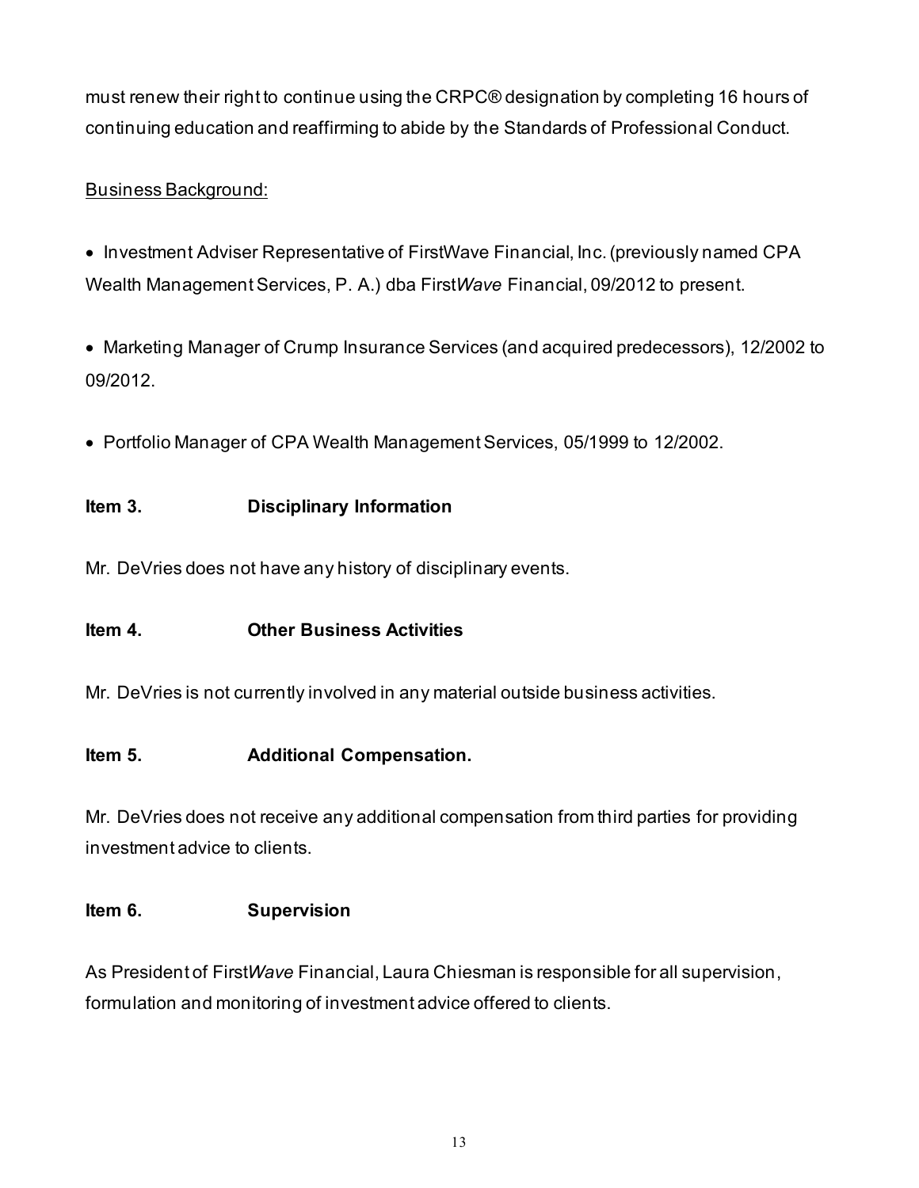must renew their right to continue using the CRPC® designation by completing 16 hours of continuing education and reaffirming to abide by the Standards of Professional Conduct.

Business Background:

- Investment Adviser Representative of FirstWave Financial, Inc. (previously named CPA Wealth Management Services, P. A.) dba First*Wave* Financial, 09/2012 to present.

- Marketing Manager of Crump Insurance Services (and acquired predecessors), 12/2002 to 09/2012.

- Portfolio Manager of CPA Wealth Management Services, 05/1999 to 12/2002.

## Item 3. Disciplinary Information

Mr. DeVries does not have any history of disciplinary events.

## Item 4. Other Business Activities

Mr. DeVries is not currently involved in any material outside business activities.

## Item 5. Additional Compensation.

Mr. DeVries does not receive any additional compensation from third parties for providing investment advice to clients.

## Item 6. Supervision

As President of First*Wave* Financial, Laura Chiesman is responsible for all supervision, formulation and monitoring of investment advice offered to clients.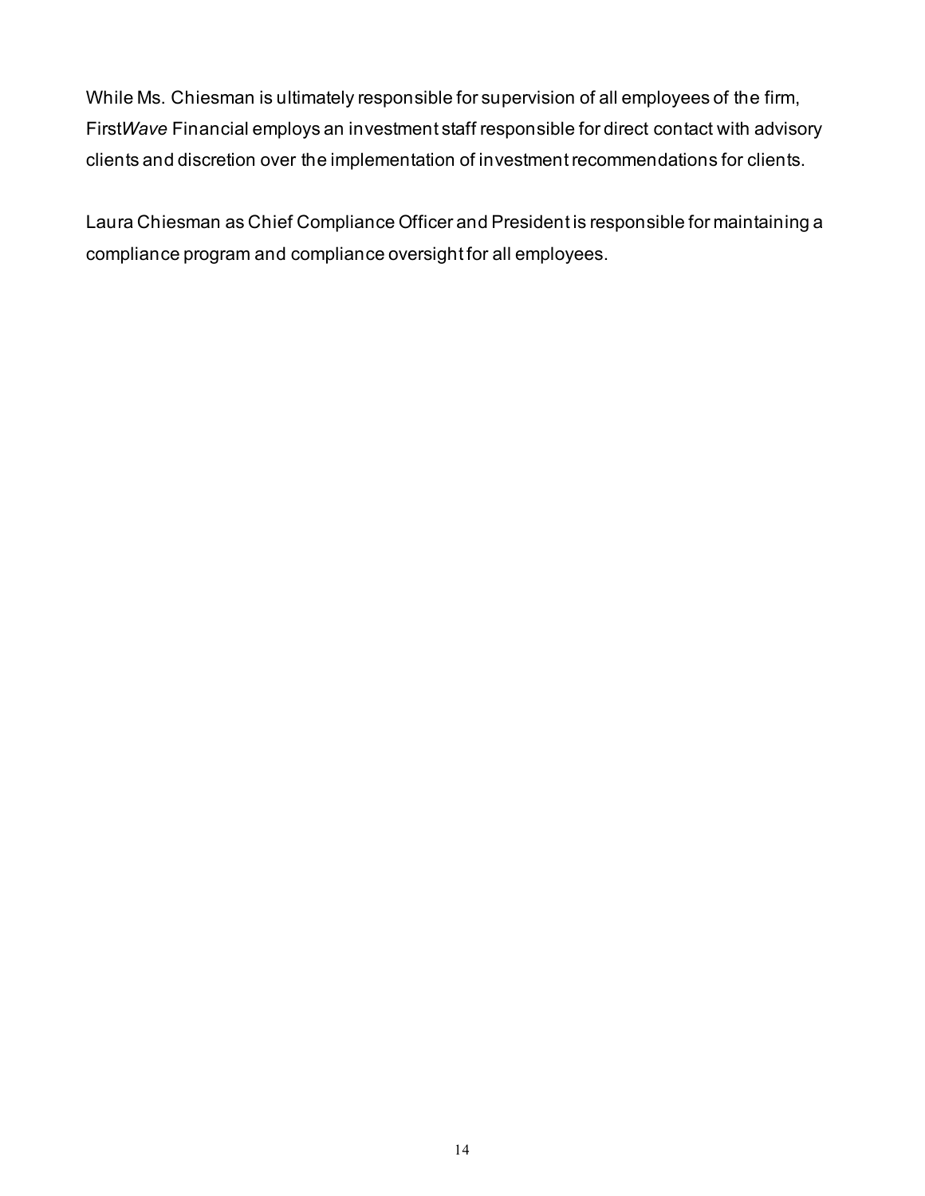While Ms. Chiesman is ultimately responsible for supervision of all employees of the firm, First*Wave* Financial employs an investment staff responsible for direct contact with advisory clients and discretion over the implementation of investment recommendations for clients.

Laura Chiesman as Chief Compliance Officer and President is responsible for maintaining a compliance program and compliance oversight for all employees.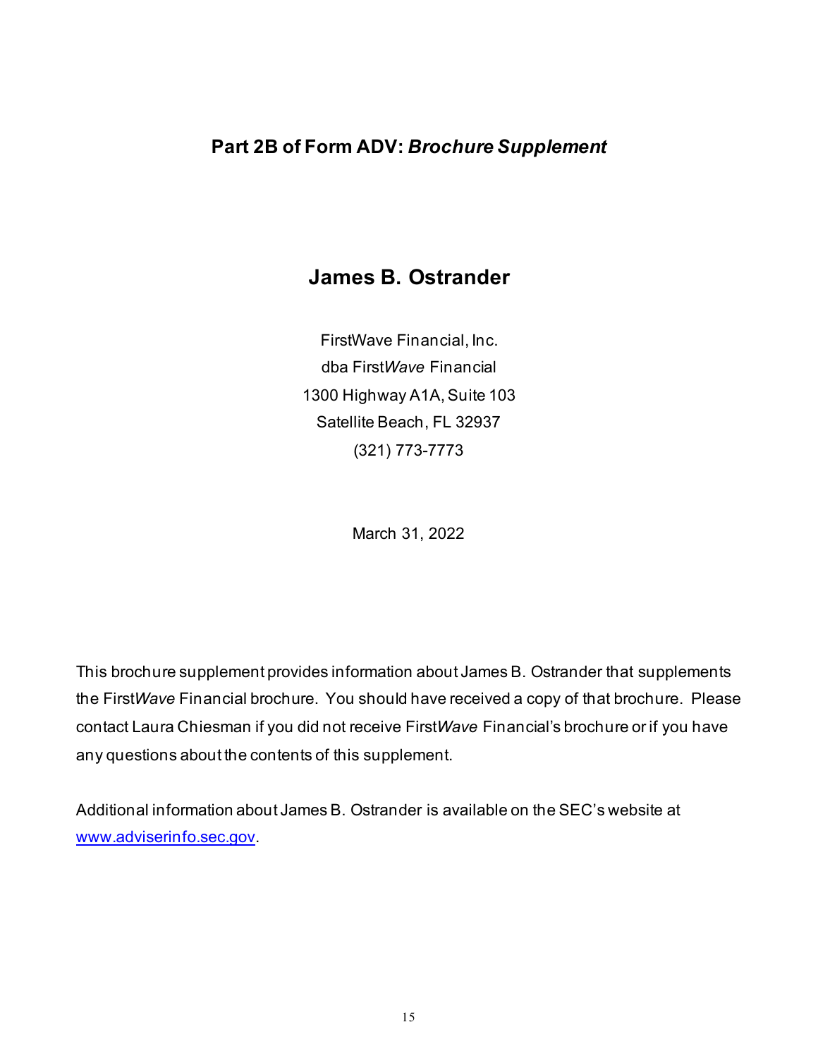# Part 2B of Form ADV: *Brochure Supplement*

## James B. Ostrander

FirstWave Financial, Inc.
dba First*Wave* Financial
1300 Highway A1A, Suite 103
Satellite Beach, FL 32937
(321) 773-7773

March 31, 2022

This brochure supplement provides information about James B. Ostrander that supplements the First*Wave* Financial brochure. You should have received a copy of that brochure. Please contact Laura Chiesman if you did not receive First*Wave* Financial's brochure or if you have any questions about the contents of this supplement.

Additional information about James B. Ostrander is available on the SEC's website at [www.adviserinfo.sec.gov](http://www.adviserinfo.sec.gov).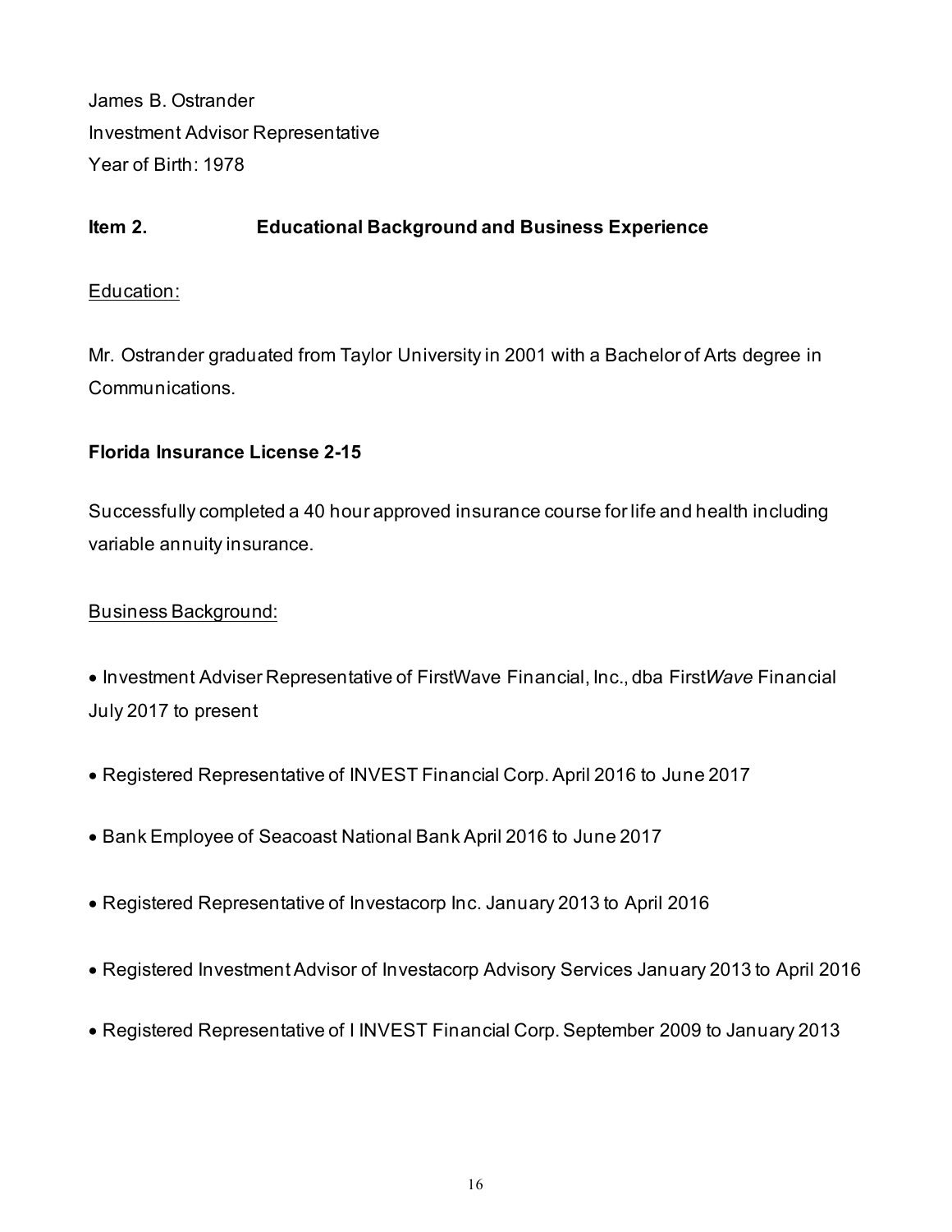James B. Ostrander
Investment Advisor Representative
Year of Birth: 1978

**Item 2. Educational Background and Business Experience**

Education:

Mr. Ostrander graduated from Taylor University in 2001 with a Bachelor of Arts degree in Communications.

**Florida Insurance License 2-15**

Successfully completed a 40 hour approved insurance course for life and health including variable annuity insurance.

Business Background:

- Investment Adviser Representative of FirstWave Financial, Inc., dba First*Wave* Financial July 2017 to present
- Registered Representative of INVEST Financial Corp. April 2016 to June 2017
- Bank Employee of Seacoast National Bank April 2016 to June 2017
- Registered Representative of Investacorp Inc. January 2013 to April 2016
- Registered Investment Advisor of Investacorp Advisory Services January 2013 to April 2016
- Registered Representative of I INVEST Financial Corp. September 2009 to January 2013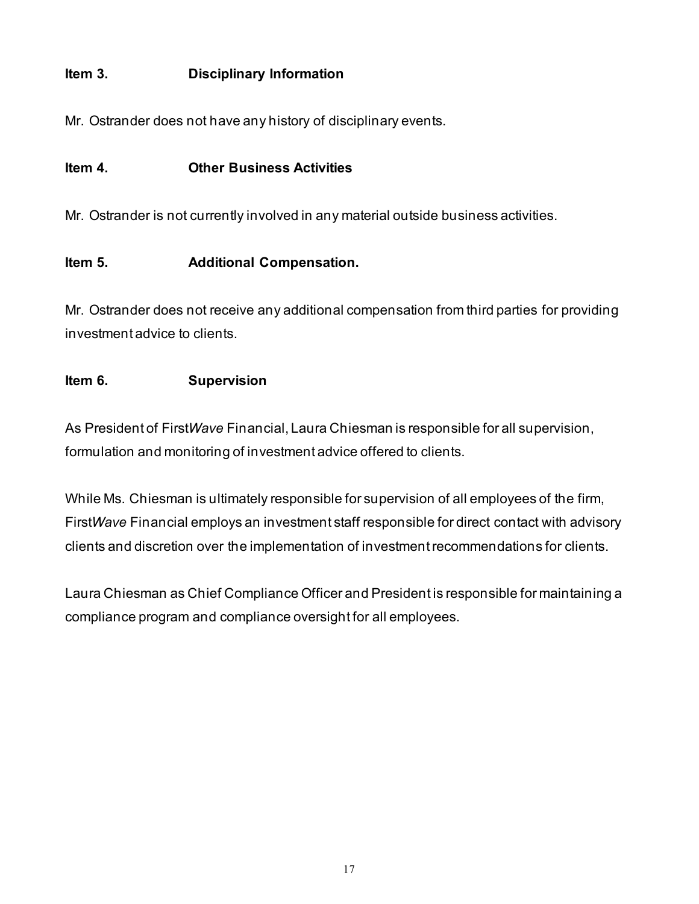## Item 3. Disciplinary Information

Mr. Ostrander does not have any history of disciplinary events.

## Item 4. Other Business Activities

Mr. Ostrander is not currently involved in any material outside business activities.

## Item 5. Additional Compensation.

Mr. Ostrander does not receive any additional compensation from third parties for providing investment advice to clients.

## Item 6. Supervision

As President of First*Wave* Financial, Laura Chiesman is responsible for all supervision, formulation and monitoring of investment advice offered to clients.

While Ms. Chiesman is ultimately responsible for supervision of all employees of the firm, First*Wave* Financial employs an investment staff responsible for direct contact with advisory clients and discretion over the implementation of investment recommendations for clients.

Laura Chiesman as Chief Compliance Officer and President is responsible for maintaining a compliance program and compliance oversight for all employees.